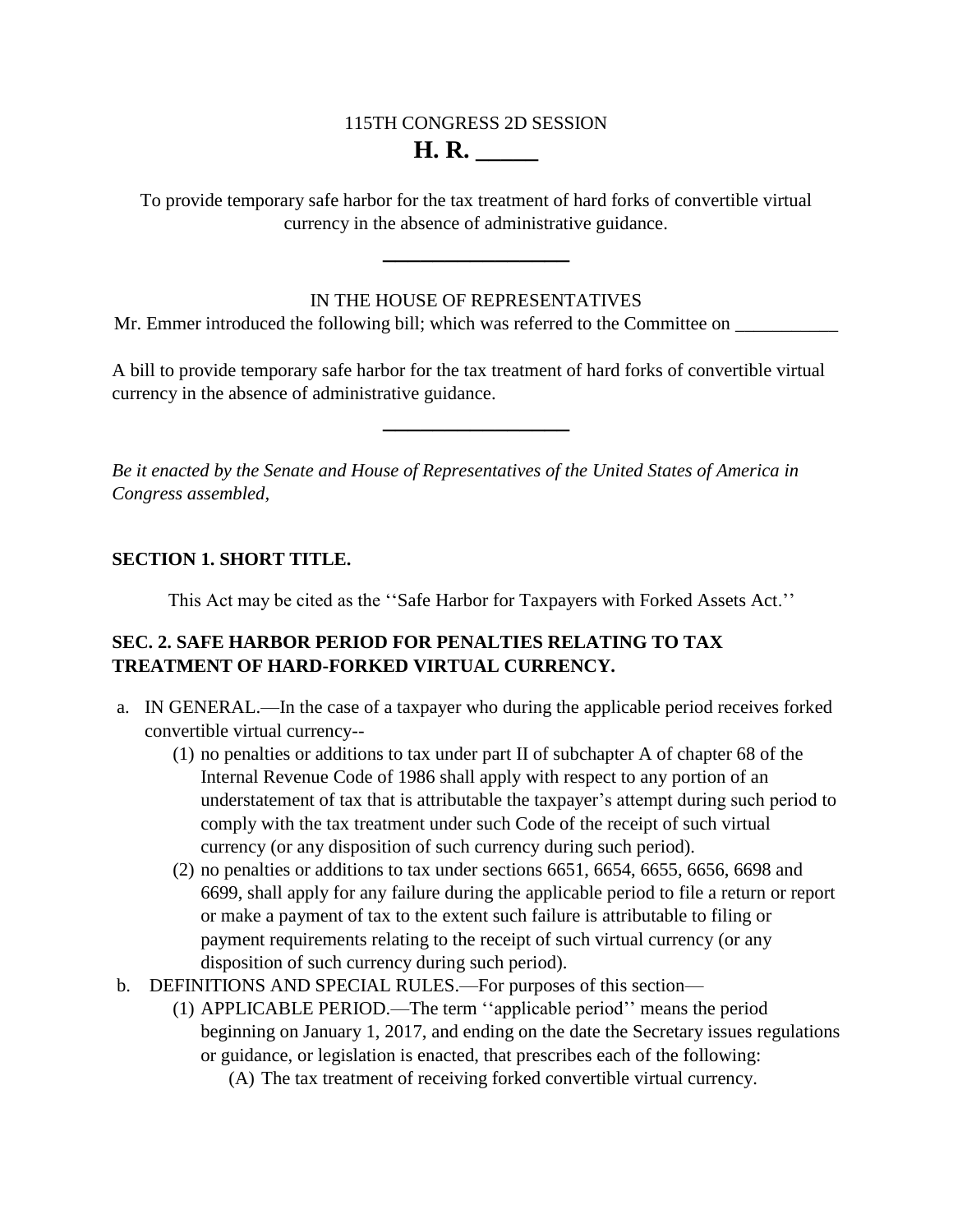115TH CONGRESS 2D SESSION

# H. R. _____

To provide temporary safe harbor for the tax treatment of hard forks of convertible virtual currency in the absence of administrative guidance.

---

IN THE HOUSE OF REPRESENTATIVES

Mr. Emmer introduced the following bill; which was referred to the Committee on ___________

A bill to provide temporary safe harbor for the tax treatment of hard forks of convertible virtual currency in the absence of administrative guidance.

---

*Be it enacted by the Senate and House of Representatives of the United States of America in Congress assembled,*

**SECTION 1. SHORT TITLE.**

This Act may be cited as the ''Safe Harbor for Taxpayers with Forked Assets Act.''

**SEC. 2. SAFE HARBOR PERIOD FOR PENALTIES RELATING TO TAX TREATMENT OF HARD-FORKED VIRTUAL CURRENCY.**

a. IN GENERAL.—In the case of a taxpayer who during the applicable period receives forked convertible virtual currency--
    (1) no penalties or additions to tax under part II of subchapter A of chapter 68 of the Internal Revenue Code of 1986 shall apply with respect to any portion of an understatement of tax that is attributable the taxpayer's attempt during such period to comply with the tax treatment under such Code of the receipt of such virtual currency (or any disposition of such currency during such period).
    (2) no penalties or additions to tax under sections 6651, 6654, 6655, 6656, 6698 and 6699, shall apply for any failure during the applicable period to file a return or report or make a payment of tax to the extent such failure is attributable to filing or payment requirements relating to the receipt of such virtual currency (or any disposition of such currency during such period).

b. DEFINITIONS AND SPECIAL RULES.—For purposes of this section—
    (1) APPLICABLE PERIOD.—The term ''applicable period'' means the period beginning on January 1, 2017, and ending on the date the Secretary issues regulations or guidance, or legislation is enacted, that prescribes each of the following:
        (A) The tax treatment of receiving forked convertible virtual currency.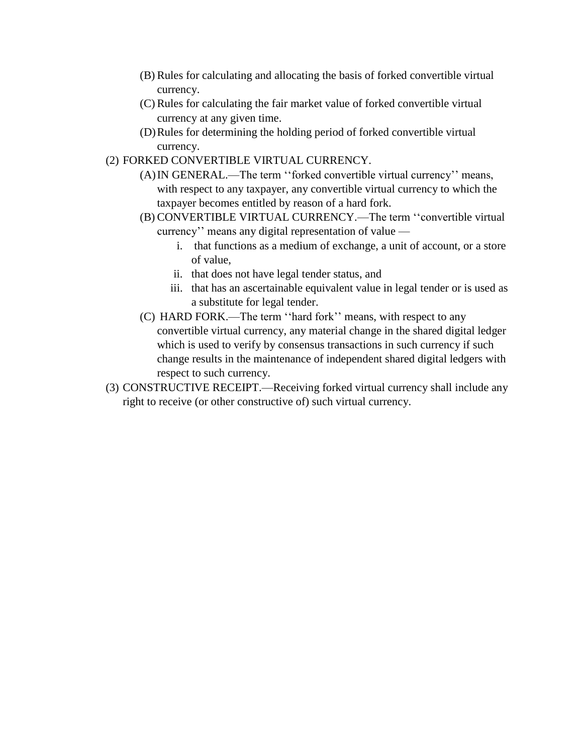(B) Rules for calculating and allocating the basis of forked convertible virtual currency.

(C) Rules for calculating the fair market value of forked convertible virtual currency at any given time.

(D) Rules for determining the holding period of forked convertible virtual currency.

(2) FORKED CONVERTIBLE VIRTUAL CURRENCY.

(A) IN GENERAL.—The term ''forked convertible virtual currency'' means, with respect to any taxpayer, any convertible virtual currency to which the taxpayer becomes entitled by reason of a hard fork.

(B) CONVERTIBLE VIRTUAL CURRENCY.—The term ''convertible virtual currency'' means any digital representation of value —

i. that functions as a medium of exchange, a unit of account, or a store of value,

ii. that does not have legal tender status, and

iii. that has an ascertainable equivalent value in legal tender or is used as a substitute for legal tender.

(C) HARD FORK.—The term ''hard fork'' means, with respect to any convertible virtual currency, any material change in the shared digital ledger which is used to verify by consensus transactions in such currency if such change results in the maintenance of independent shared digital ledgers with respect to such currency.

(3) CONSTRUCTIVE RECEIPT.—Receiving forked virtual currency shall include any right to receive (or other constructive of) such virtual currency.